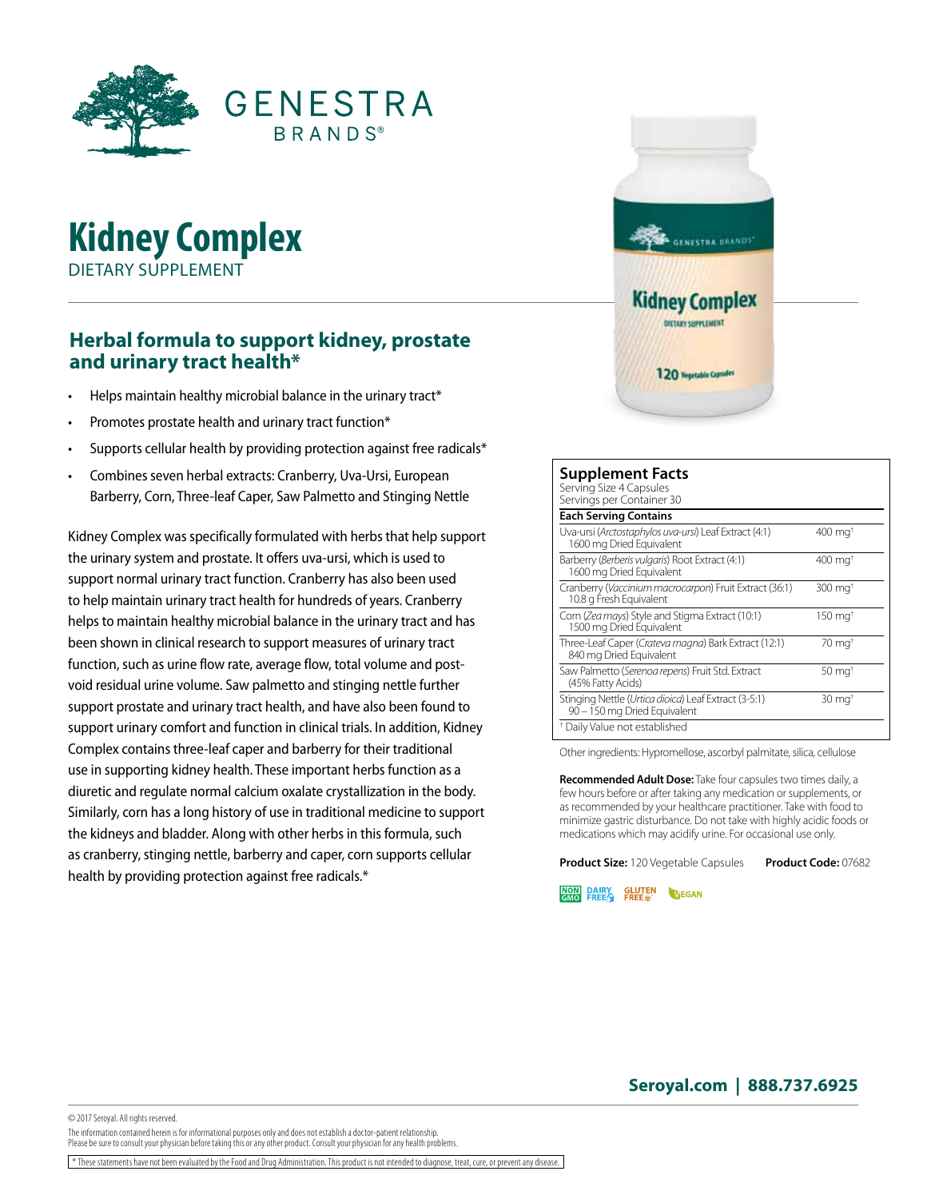GENESTRA BRANDS®

# Kidney Complex

DIETARY SUPPLEMENT

## Herbal formula to support kidney, prostate and urinary tract health*

- Helps maintain healthy microbial balance in the urinary tract*
- Promotes prostate health and urinary tract function*
- Supports cellular health by providing protection against free radicals*
- Combines seven herbal extracts: Cranberry, Uva-Ursi, European Barberry, Corn, Three-leaf Caper, Saw Palmetto and Stinging Nettle

Kidney Complex was specifically formulated with herbs that help support the urinary system and prostate. It offers uva-ursi, which is used to support normal urinary tract function. Cranberry has also been used to help maintain urinary tract health for hundreds of years. Cranberry helps to maintain healthy microbial balance in the urinary tract and has been shown in clinical research to support measures of urinary tract function, such as urine flow rate, average flow, total volume and post-void residual urine volume. Saw palmetto and stinging nettle further support prostate and urinary tract health, and have also been found to support urinary comfort and function in clinical trials. In addition, Kidney Complex contains three-leaf caper and barberry for their traditional use in supporting kidney health. These important herbs function as a diuretic and regulate normal calcium oxalate crystallization in the body. Similarly, corn has a long history of use in traditional medicine to support the kidneys and bladder. Along with other herbs in this formula, such as cranberry, stinging nettle, barberry and caper, corn supports cellular health by providing protection against free radicals.*

### Supplement Facts

Serving Size 4 Capsules
Servings per Container 30

| Each Serving Contains | |
|---|---|
| Uva-ursi (*Arctostaphylos uva-ursi*) Leaf Extract (4:1) 1600 mg Dried Equivalent | 400 mg† |
| Barberry (*Berberis vulgaris*) Root Extract (4:1) 1600 mg Dried Equivalent | 400 mg† |
| Cranberry (*Vaccinium macrocarpon*) Fruit Extract (36:1) 10.8 g Fresh Equivalent | 300 mg† |
| Corn (*Zea mays*) Style and Stigma Extract (10:1) 1500 mg Dried Equivalent | 150 mg† |
| Three-Leaf Caper (*Crateva magna*) Bark Extract (12:1) 840 mg Dried Equivalent | 70 mg† |
| Saw Palmetto (*Serenoa repens*) Fruit Std. Extract (45% Fatty Acids) | 50 mg† |
| Stinging Nettle (*Urtica dioica*) Leaf Extract (3-5:1) 90 – 150 mg Dried Equivalent | 30 mg† |

† Daily Value not established

Other ingredients: Hypromellose, ascorbyl palmitate, silica, cellulose

**Recommended Adult Dose:** Take four capsules two times daily, a few hours before or after taking any medication or supplements, or as recommended by your healthcare practitioner. Take with food to minimize gastric disturbance. Do not take with highly acidic foods or medications which may acidify urine. For occasional use only.

**Product Size:** 120 Vegetable Capsules **Product Code:** 07682

NON GMO | DAIRY FREE | GLUTEN FREE | VEGAN

**Seroyal.com | 888.737.6925**

© 2017 Seroyal. All rights reserved.

The information contained herein is for informational purposes only and does not establish a doctor-patient relationship.
Please be sure to consult your physician before taking this or any other product. Consult your physician for any health problems.

* These statements have not been evaluated by the Food and Drug Administration. This product is not intended to diagnose, treat, cure, or prevent any disease.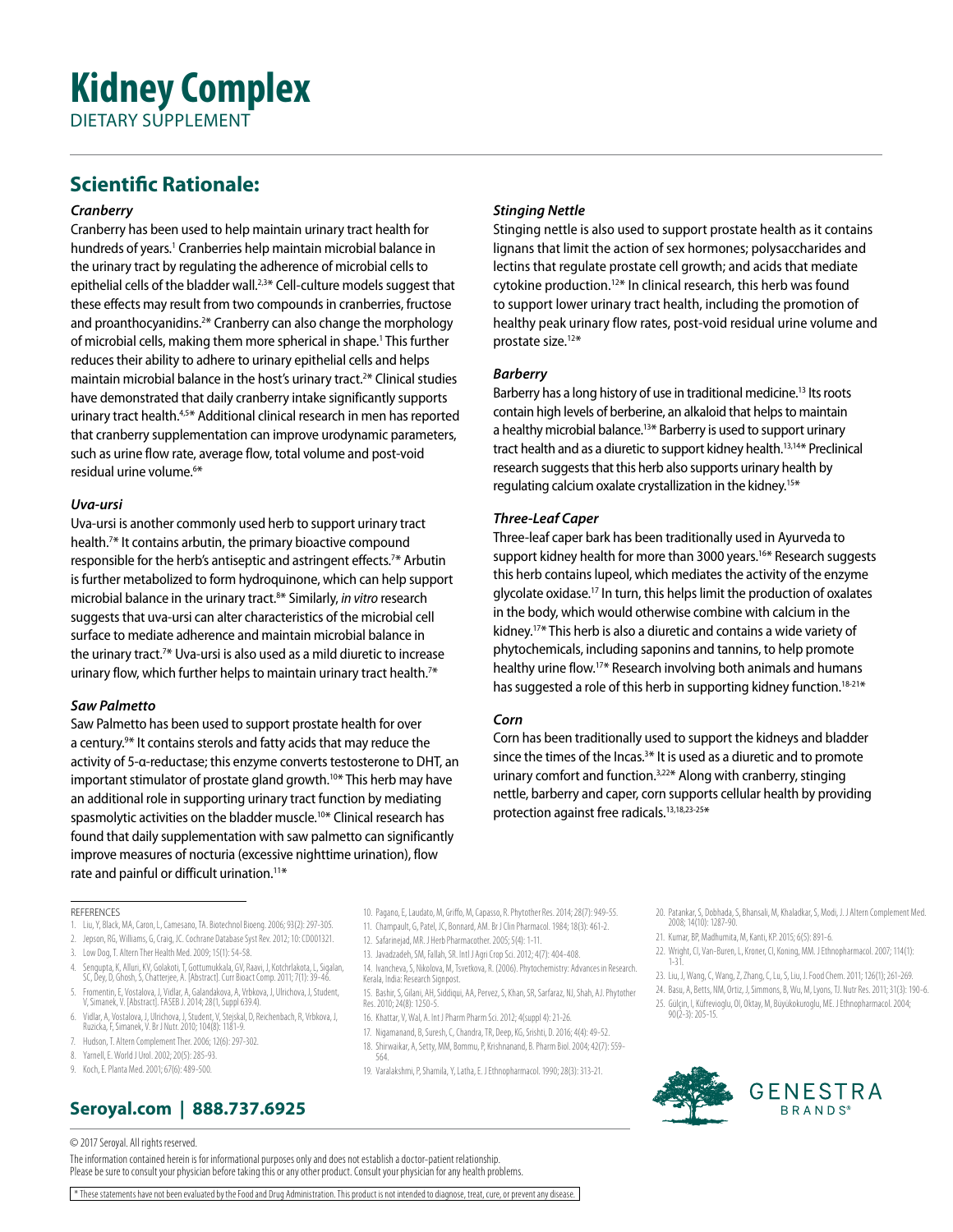# Kidney Complex

DIETARY SUPPLEMENT

## Scientific Rationale:

### *Cranberry*

Cranberry has been used to help maintain urinary tract health for hundreds of years.[1] Cranberries help maintain microbial balance in the urinary tract by regulating the adherence of microbial cells to epithelial cells of the bladder wall.[2,3]* Cell-culture models suggest that these effects may result from two compounds in cranberries, fructose and proanthocyanidins.[2]* Cranberry can also change the morphology of microbial cells, making them more spherical in shape.[1] This further reduces their ability to adhere to urinary epithelial cells and helps maintain microbial balance in the host's urinary tract.[2]* Clinical studies have demonstrated that daily cranberry intake significantly supports urinary tract health.[4,5]* Additional clinical research in men has reported that cranberry supplementation can improve urodynamic parameters, such as urine flow rate, average flow, total volume and post-void residual urine volume.[6]*

### *Uva-ursi*

Uva-ursi is another commonly used herb to support urinary tract health.[7]* It contains arbutin, the primary bioactive compound responsible for the herb's antiseptic and astringent effects.[7]* Arbutin is further metabolized to form hydroquinone, which can help support microbial balance in the urinary tract.[8]* Similarly, *in vitro* research suggests that uva-ursi can alter characteristics of the microbial cell surface to mediate adherence and maintain microbial balance in the urinary tract.[7]* Uva-ursi is also used as a mild diuretic to increase urinary flow, which further helps to maintain urinary tract health.[7]*

### *Saw Palmetto*

Saw Palmetto has been used to support prostate health for over a century.[9]* It contains sterols and fatty acids that may reduce the activity of 5-α-reductase; this enzyme converts testosterone to DHT, an important stimulator of prostate gland growth.[10]* This herb may have an additional role in supporting urinary tract function by mediating spasmolytic activities on the bladder muscle.[10]* Clinical research has found that daily supplementation with saw palmetto can significantly improve measures of nocturia (excessive nighttime urination), flow rate and painful or difficult urination.[11]*

### *Stinging Nettle*

Stinging nettle is also used to support prostate health as it contains lignans that limit the action of sex hormones; polysaccharides and lectins that regulate prostate cell growth; and acids that mediate cytokine production.[12]* In clinical research, this herb was found to support lower urinary tract health, including the promotion of healthy peak urinary flow rates, post-void residual urine volume and prostate size.[12]*

### *Barberry*

Barberry has a long history of use in traditional medicine.[13] Its roots contain high levels of berberine, an alkaloid that helps to maintain a healthy microbial balance.[13]* Barberry is used to support urinary tract health and as a diuretic to support kidney health.[13,14]* Preclinical research suggests that this herb also supports urinary health by regulating calcium oxalate crystallization in the kidney.[15]*

### *Three-Leaf Caper*

Three-leaf caper bark has been traditionally used in Ayurveda to support kidney health for more than 3000 years.[16]* Research suggests this herb contains lupeol, which mediates the activity of the enzyme glycolate oxidase.[17] In turn, this helps limit the production of oxalates in the body, which would otherwise combine with calcium in the kidney.[17]* This herb is also a diuretic and contains a wide variety of phytochemicals, including saponins and tannins, to help promote healthy urine flow.[17]* Research involving both animals and humans has suggested a role of this herb in supporting kidney function.[18-21]*

### *Corn*

Corn has been traditionally used to support the kidneys and bladder since the times of the Incas.[3]* It is used as a diuretic and to promote urinary comfort and function.[3,22]* Along with cranberry, stinging nettle, barberry and caper, corn supports cellular health by providing protection against free radicals.[13,18,23-25]*

REFERENCES

1. Liu, Y, Black, MA, Caron, L, Camesano, TA. Biotechnol Bioeng. 2006; 93(2): 297-305.
2. Jepson, RG, Williams, G, Craig, JC. Cochrane Database Syst Rev. 2012; 10: CD001321.
3. Low Dog, T. Altern Ther Health Med. 2009; 15(1): 54-58.
4. Sengupta, K, Alluri, KV, Golakoti, T, Gottumukkala, GV, Raavi, J, Kotchrlakota, L, Sigalan, SC, Dey, D, Ghosh, S, Chatterjee, A. [Abstract]. Curr Bioact Comp. 2011; 7(1): 39-46.
5. Fromentin, E, Vostalova, J, Vidlar, A, Galandakova, A, Vrbkova, J, Ulrichova, J, Student, V, Simanek, V. [Abstract]. FASEB J. 2014; 28(1, Suppl 639.4).
6. Vidlar, A, Vostalova, J, Ulrichova, J, Student, V, Stejskal, D, Reichenbach, R, Vrbkova, J, Ruzicka, F, Simanek, V. Br J Nutr. 2010; 104(8): 1181-9.
7. Hudson, T. Altern Complement Ther. 2006; 12(6): 297-302.
8. Yarnell, E. World J Urol. 2002; 20(5): 285-93.
9. Koch, E. Planta Med. 2001; 67(6): 489-500.
10. Pagano, E, Laudato, M, Griffo, M, Capasso, R. Phytother Res. 2014; 28(7): 949-55.
11. Champault, G, Patel, JC, Bonnard, AM. Br J Clin Pharmacol. 1984; 18(3): 461-2.
12. Safarinejad, MR. J Herb Pharmacother. 2005; 5(4): 1-11.
13. Javadzadeh, SM, Fallah, SR. Intl J Agri Crop Sci. 2012; 4(7): 404-408.
14. Ivancheva, S, Nikolova, M, Tsvetkova, R. (2006). Phytochemistry: Advances in Research. Kerala, India: Research Signpost.
15. Bashir, S, Gilani, AH, Siddiqui, AA, Pervez, S, Khan, SR, Sarfaraz, NJ, Shah, AJ. Phytother Res. 2010; 24(8): 1250-5.
16. Khattar, V, Wal, A. Int J Pharm Pharm Sci. 2012; 4(suppl 4): 21-26.
17. Nigamanand, B, Suresh, C, Chandra, TR, Deep, KG, Srishti, D. 2016; 4(4): 49-52.
18. Shirwaikar, A, Setty, MM, Bommu, P, Krishnanand, B. Pharm Biol. 2004; 42(7): 559-564.
19. Varalakshmi, P, Shamila, Y, Latha, E. J Ethnopharmacol. 1990; 28(3): 313-21.
20. Patankar, S, Dobhada, S, Bhansali, M, Khaladkar, S, Modi, J. J Altern Complement Med. 2008; 14(10): 1287-90.
21. Kumar, BP, Madhumita, M, Kanti, KP. 2015; 6(5): 891-6.
22. Wright, CI, Van-Buren, L, Kroner, CI, Koning, MM. J Ethnopharmacol. 2007; 114(1): 1-31.
23. Liu, J, Wang, C, Wang, Z, Zhang, C, Lu, S, Liu, J. Food Chem. 2011; 126(1); 261-269.
24. Basu, A, Betts, NM, Ortiz, J, Simmons, B, Wu, M, Lyons, TJ. Nutr Res. 2011; 31(3): 190-6.
25. Gülçin, I, Kufrevioglu, OI, Oktay, M, Büyükokuroglu, ME. J Ethnopharmacol. 2004; 90(2-3): 205-15.

GENESTRA BRANDS®

**Seroyal.com | 888.737.6925**

© 2017 Seroyal. All rights reserved.

The information contained herein is for informational purposes only and does not establish a doctor-patient relationship. Please be sure to consult your physician before taking this or any other product. Consult your physician for any health problems.

* These statements have not been evaluated by the Food and Drug Administration. This product is not intended to diagnose, treat, cure, or prevent any disease.